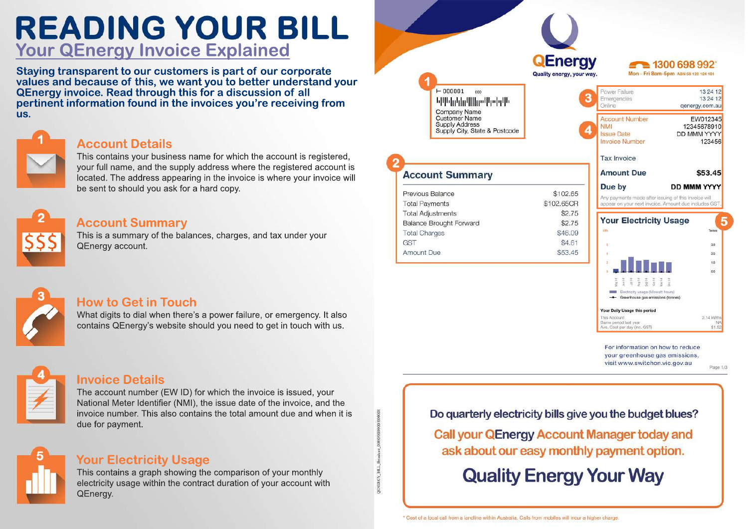# READING YOUR BILL

## Your QEnergy Invoice Explained

**Staying transparent to our customers is part of our corporate values and because of this, we want you to better understand your QEnergy invoice. Read through this for a discussion of all pertinent information found in the invoices you're receiving from us.**

### 1 Account Details

This contains your business name for which the account is registered, your full name, and the supply address where the registered account is located. The address appearing in the invoice is where your invoice will be sent to should you ask for a hard copy.

### 2 Account Summary

This is a summary of the balances, charges, and tax under your QEnergy account.

### 3 How to Get in Touch

What digits to dial when there's a power failure, or emergency. It also contains QEnergy's website should you need to get in touch with us.

### 4 Invoice Details

The account number (EW ID) for which the invoice is issued, your National Meter Identifier (NMI), the issue date of the invoice, and the invoice number. This also contains the total amount due and when it is due for payment.

### 5 Your Electricity Usage

This contains a graph showing the comparison of your monthly electricity usage within the contract duration of your account with QEnergy.

---

**QEnergy**
Quality energy, your way.

1300 698 992*
Mon – Fri 8am-5pm ABN 58 120 124 101

**1**

F 000001 000

Company Name
Customer Name
Supply Address
Supply City, State & Postcode

**3**

| | |
|---|---|
| Power Failure | 13 24 12 |
| Emergencies | 13 24 12 |
| Online | qenergy.com.au |

**4**

| | |
|---|---|
| Account Number | EW012345 |
| NMI | 12345678910 |
| Issue Date | DD MMM YYYY |
| Invoice Number | 123456 |

Tax Invoice

| | |
|---|---|
| **Amount Due** | **$53.45** |
| **Due by** | **DD MMM YYYY** |

Any payments made after issuing of this invoice will appear on your next invoice. Amount due includes GST.

**2**

### Account Summary

| | |
|---|---|
| Previous Balance | $102.65 |
| Total Payments | $102.65CR |
| Total Adjustments | $2.75 |
| Balance Brought Forward | $2.75 |
| Total Charges | $46.09 |
| GST | $4.61 |
| Amount Due | $53.45 |

**5**

### Your Electricity Usage

Electricity usage (kilowatt hours)
Greenhouse gas emissions (tonnes)

**Your Daily Usage this period**

| | |
|---|---|
| This Account | 2.14 kWhs |
| Same period last year | NA |
| Ave. Cost per day (inc. GST) | $1.52 |

For information on how to reduce your greenhouse gas emissions, visit www.switchon.vic.gov.au

Page 1/3

---

**Do quarterly electricity bills give you the budget blues?**

**Call your QEnergy Account Manager today and ask about our easy monthly payment option.**

**Quality Energy Your Way**

\* Cost of a local call from a landline within Australia. Calls from mobiles will incur a higher charge.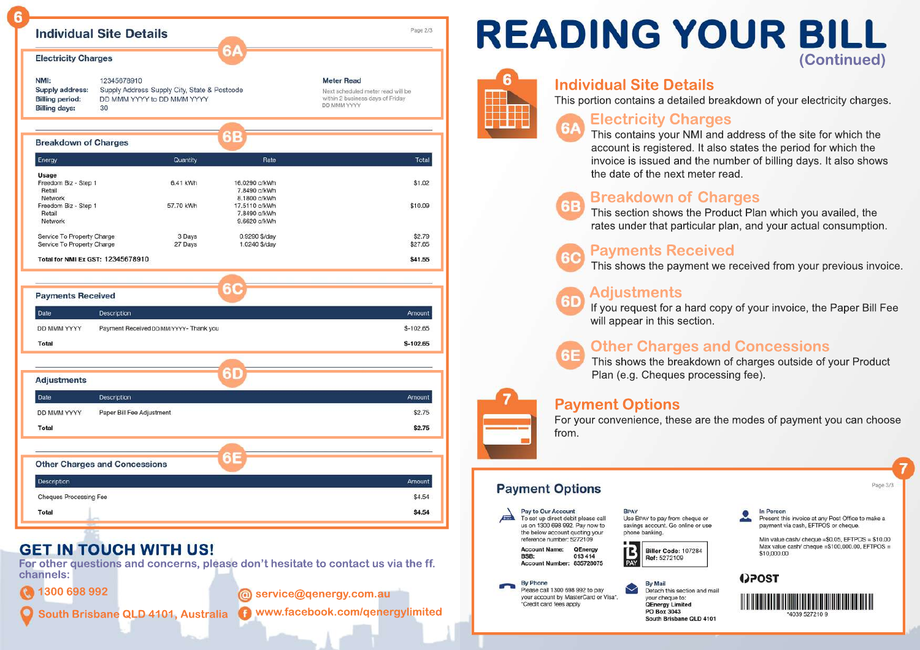# READING YOUR BILL

(Continued)

## 6 Individual Site Details

This portion contains a detailed breakdown of your electricity charges.

### 6A Electricity Charges

This contains your NMI and address of the site for which the account is registered. It also states the period for which the invoice is issued and the number of billing days. It also shows the date of the next meter read.

### 6B Breakdown of Charges

This section shows the Product Plan which you availed, the rates under that particular plan, and your actual consumption.

### 6C Payments Received

This shows the payment we received from your previous invoice.

### 6D Adjustments

If you request for a hard copy of your invoice, the Paper Bill Fee will appear in this section.

### 6E Other Charges and Concessions

This shows the breakdown of charges outside of your Product Plan (e.g. Cheques processing fee).

## 7 Payment Options

For your convenience, these are the modes of payment you can choose from.

---

## 6 Individual Site Details

Page 2/3

### 6A Electricity Charges

**NMI:** 12345678910
**Supply address:** Supply Address Supply City, State & Postcode
**Billing period:** DD MMM YYYY to DD MMM YYYY
**Billing days:** 30

**Meter Read**
Next scheduled meter read will be within 2 business days of Friday DD MMM YYYY

### 6B Breakdown of Charges

| Energy | Quantity | Rate | Total |
|---|---|---|---|
| **Usage** | | | |
| Freedom Biz - Step 1 | 6.41 kWh | 16.0290 c/kWh | $1.02 |
| Retail | | 7.8490 c/kWh | |
| Network | | 8.1800 c/kWh | |
| Freedom Biz - Step 1 | 57.70 kWh | 17.5110 c/kWh | $10.09 |
| Retail | | 7.8490 c/kWh | |
| Network | | 9.6620 c/kWh | |
| Service To Property Charge | 3 Days | 0.9290 $/day | $2.79 |
| Service To Property Charge | 27 Days | 1.0240 $/day | $27.65 |
| **Total for NMI Ex GST:** 12345678910 | | | **$41.55** |

### 6C Payments Received

| Date | Description | Amount |
|---|---|---|
| DD MMM YYYY | Payment Received DD/MM/YYYY- Thank you | $-102.65 |
| **Total** | | **$-102.65** |

### 6D Adjustments

| Date | Description | Amount |
|---|---|---|
| DD MMM YYYY | Paper Bill Fee Adjustment | $2.75 |
| **Total** | | **$2.75** |

### 6E Other Charges and Concessions

| Description | Amount |
|---|---|
| Cheques Processing Fee | $4.54 |
| **Total** | **$4.54** |

---

## 7 Payment Options

Page 3/3

**Pay to Our Account**
To set up direct debit please call us on 1300 698 992. Pay now to the below account quoting your reference number: 5272109

**Account Name:** QEnergy
**BSB:** 013 414
**Account Number:** 835728075

**BPAY**
Use BPAY to pay from cheque or savings account. Go online or use phone banking.

**Biller Code:** 107284
**Ref:** 5272109

**In Person**
Present this invoice at any Post Office to make a payment via cash, EFTPOS or cheque.

Min value cash/ cheque =$0.05, EFTPOS = $10.00
Max value cash/ cheque =$100,000.00, EFTPOS = $10,000.00

POST

*4039 527210 9

**By Phone**
Please call 1300 698 992 to pay your account by MasterCard or Visa*.
*Credit card fees apply

**By Mail**
Detach this section and mail your cheque to:
**QEnergy Limited**
**PO Box 3043**
**South Brisbane QLD 4101**

---

## GET IN TOUCH WITH US!

For other questions and concerns, please don't hesitate to contact us via the ff. channels:

- 1300 698 992
- South Brisbane QLD 4101, Australia
- service@qenergy.com.au
- www.facebook.com/qenergylimited